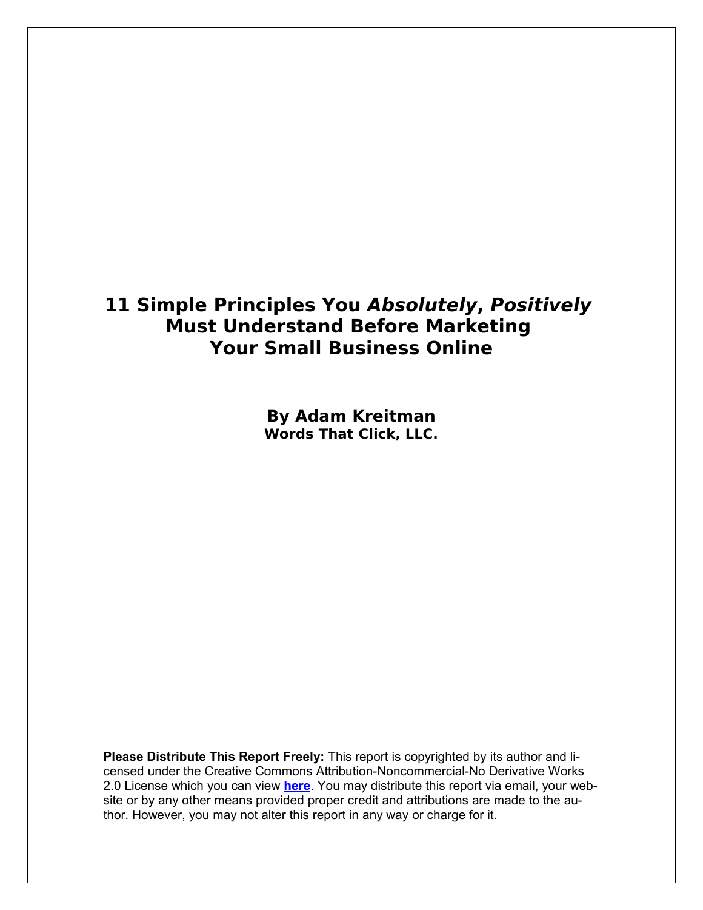# 11 Simple Principles You *Absolutely*, *Positively* Must Understand Before Marketing Your Small Business Online

**By Adam Kreitman**
**Words That Click, LLC.**

**Please Distribute This Report Freely:** This report is copyrighted by its author and licensed under the Creative Commons Attribution-Noncommercial-No Derivative Works 2.0 License which you can view **here**. You may distribute this report via email, your website or by any other means provided proper credit and attributions are made to the author. However, you may not alter this report in any way or charge for it.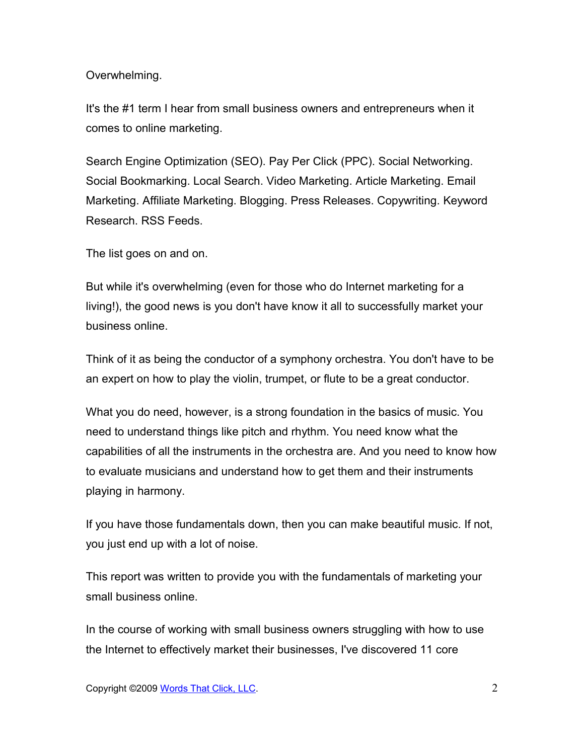Overwhelming.

It's the #1 term I hear from small business owners and entrepreneurs when it comes to online marketing.

Search Engine Optimization (SEO). Pay Per Click (PPC). Social Networking. Social Bookmarking. Local Search. Video Marketing. Article Marketing. Email Marketing. Affiliate Marketing. Blogging. Press Releases. Copywriting. Keyword Research. RSS Feeds.

The list goes on and on.

But while it's overwhelming (even for those who do Internet marketing for a living!), the good news is you don't have know it all to successfully market your business online.

Think of it as being the conductor of a symphony orchestra. You don't have to be an expert on how to play the violin, trumpet, or flute to be a great conductor.

What you do need, however, is a strong foundation in the basics of music. You need to understand things like pitch and rhythm. You need know what the capabilities of all the instruments in the orchestra are. And you need to know how to evaluate musicians and understand how to get them and their instruments playing in harmony.

If you have those fundamentals down, then you can make beautiful music. If not, you just end up with a lot of noise.

This report was written to provide you with the fundamentals of marketing your small business online.

In the course of working with small business owners struggling with how to use the Internet to effectively market their businesses, I've discovered 11 core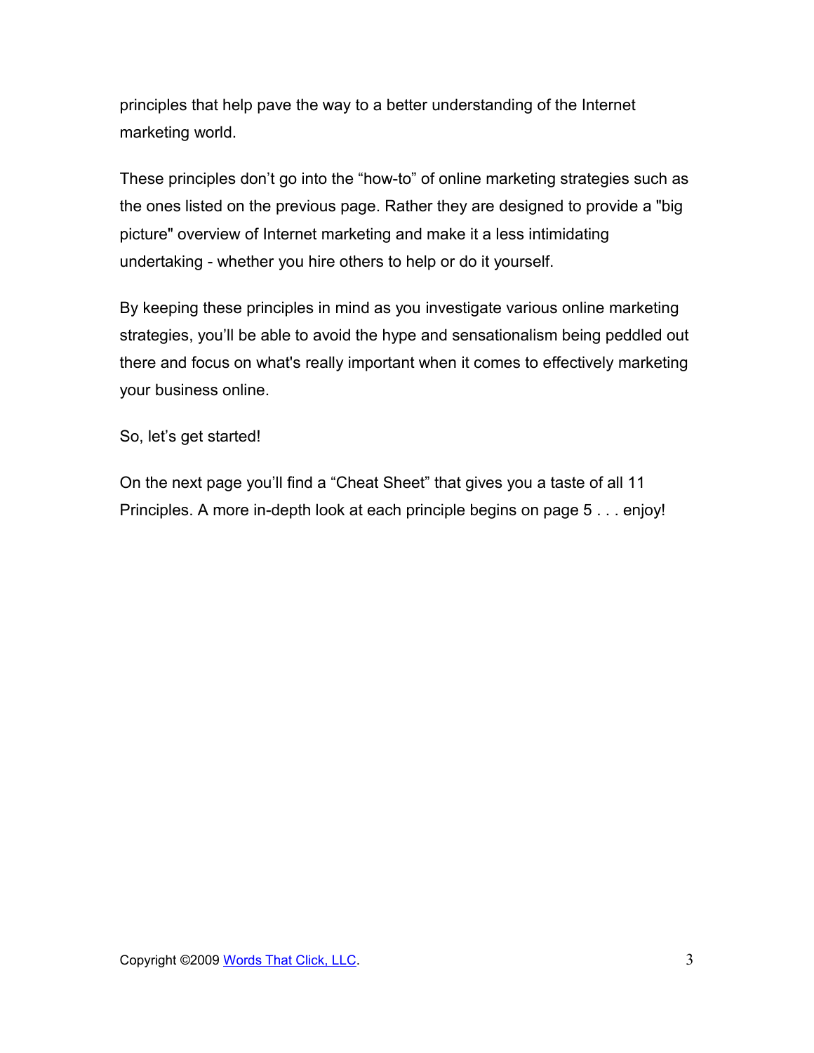principles that help pave the way to a better understanding of the Internet marketing world.

These principles don't go into the "how-to" of online marketing strategies such as the ones listed on the previous page. Rather they are designed to provide a "big picture" overview of Internet marketing and make it a less intimidating undertaking - whether you hire others to help or do it yourself.

By keeping these principles in mind as you investigate various online marketing strategies, you'll be able to avoid the hype and sensationalism being peddled out there and focus on what's really important when it comes to effectively marketing your business online.

So, let's get started!

On the next page you'll find a "Cheat Sheet" that gives you a taste of all 11 Principles. A more in-depth look at each principle begins on page 5 . . . enjoy!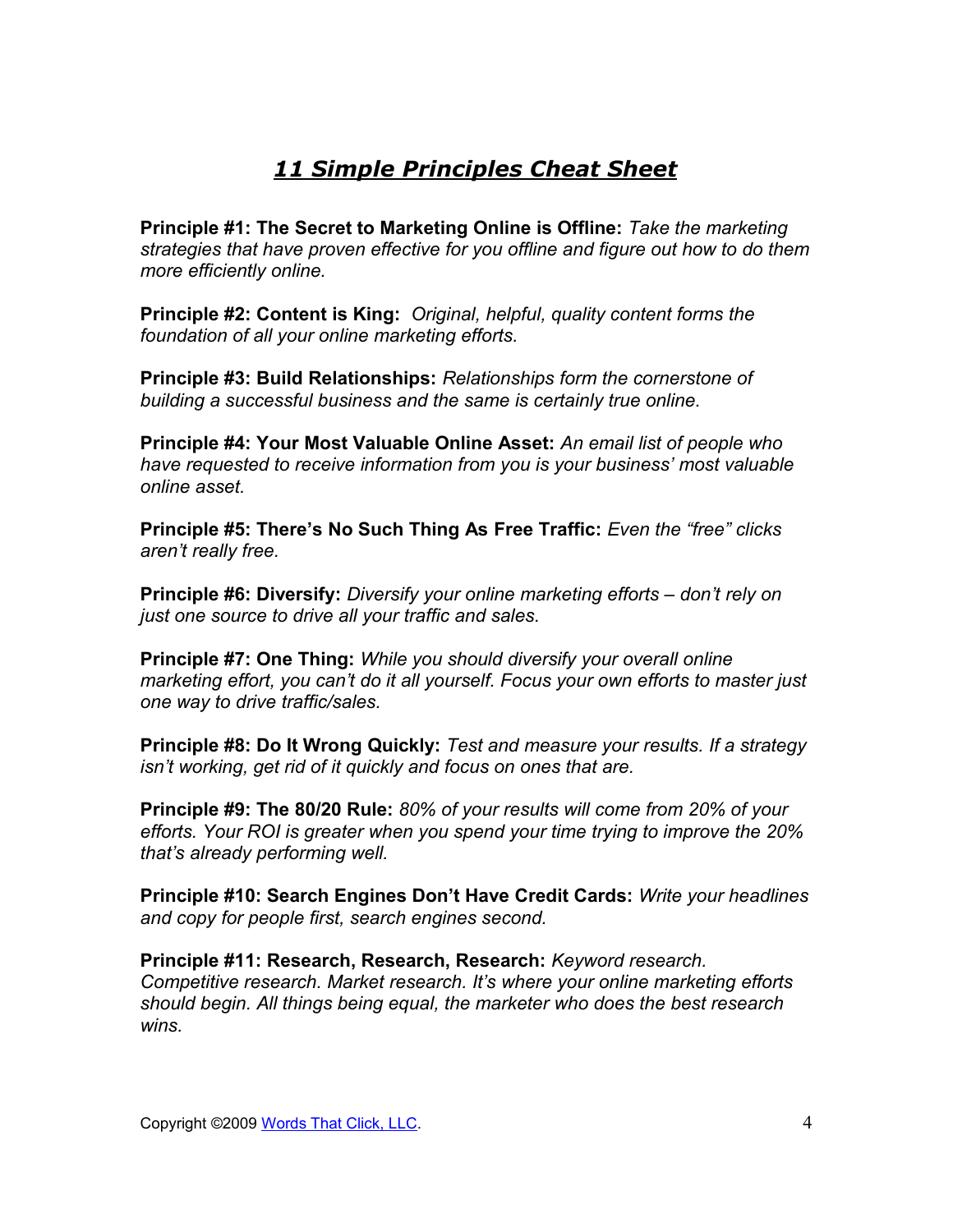# ***11 Simple Principles Cheat Sheet***

**Principle #1: The Secret to Marketing Online is Offline:** *Take the marketing strategies that have proven effective for you offline and figure out how to do them more efficiently online.*

**Principle #2: Content is King:** *Original, helpful, quality content forms the foundation of all your online marketing efforts.*

**Principle #3: Build Relationships:** *Relationships form the cornerstone of building a successful business and the same is certainly true online.*

**Principle #4: Your Most Valuable Online Asset:** *An email list of people who have requested to receive information from you is your business' most valuable online asset.*

**Principle #5: There's No Such Thing As Free Traffic:** *Even the "free" clicks aren't really free.*

**Principle #6: Diversify:** *Diversify your online marketing efforts – don't rely on just one source to drive all your traffic and sales.*

**Principle #7: One Thing:** *While you should diversify your overall online marketing effort, you can't do it all yourself. Focus your own efforts to master just one way to drive traffic/sales.*

**Principle #8: Do It Wrong Quickly:** *Test and measure your results. If a strategy isn't working, get rid of it quickly and focus on ones that are.*

**Principle #9: The 80/20 Rule:** *80% of your results will come from 20% of your efforts. Your ROI is greater when you spend your time trying to improve the 20% that's already performing well.*

**Principle #10: Search Engines Don't Have Credit Cards:** *Write your headlines and copy for people first, search engines second.*

**Principle #11: Research, Research, Research:** *Keyword research. Competitive research. Market research. It's where your online marketing efforts should begin. All things being equal, the marketer who does the best research wins.*

Copyright ©2009 Words That Click, LLC.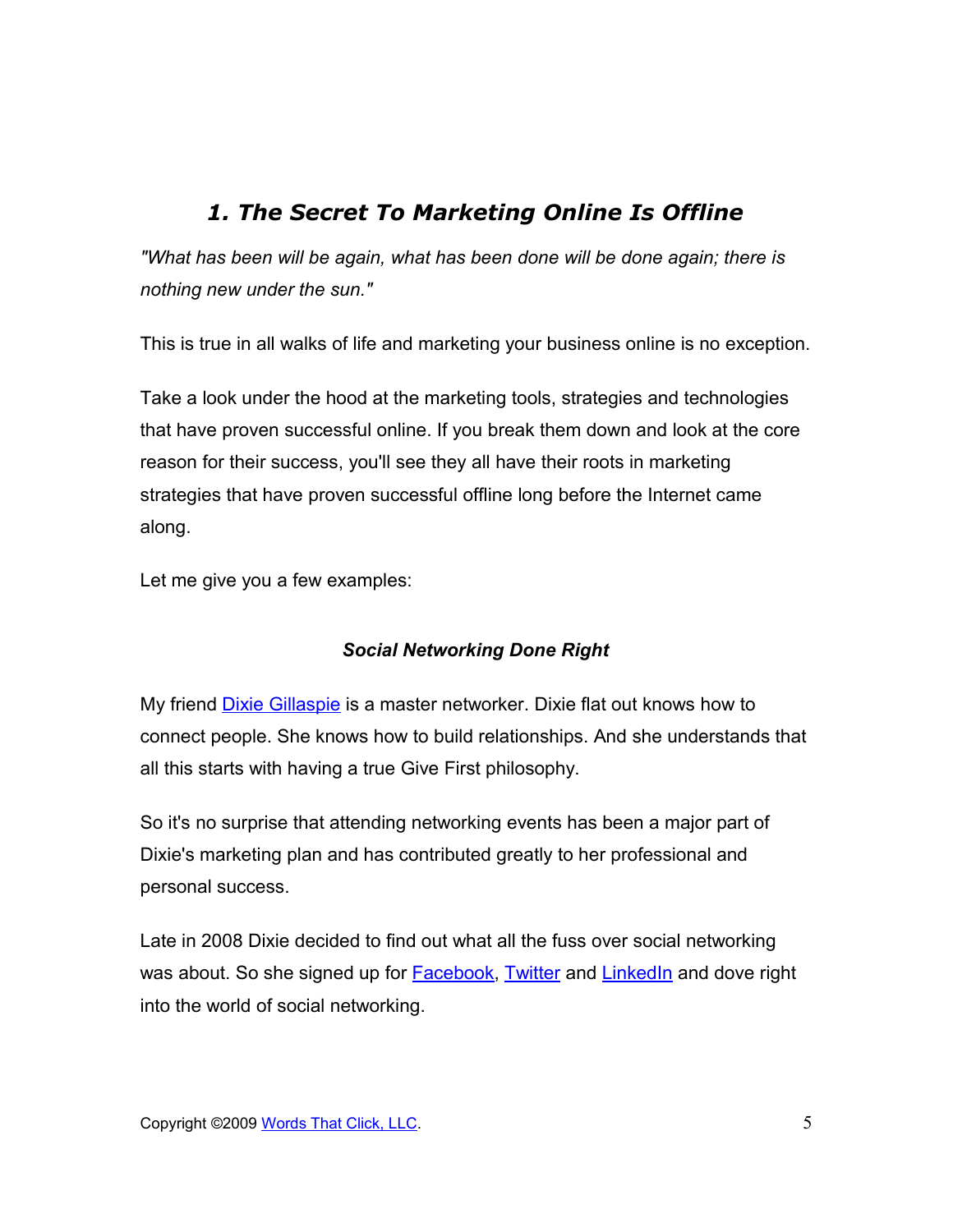## *1. The Secret To Marketing Online Is Offline*

*"What has been will be again, what has been done will be done again; there is nothing new under the sun."*

This is true in all walks of life and marketing your business online is no exception.

Take a look under the hood at the marketing tools, strategies and technologies that have proven successful online. If you break them down and look at the core reason for their success, you'll see they all have their roots in marketing strategies that have proven successful offline long before the Internet came along.

Let me give you a few examples:

### ***Social Networking Done Right***

My friend Dixie Gillaspie is a master networker. Dixie flat out knows how to connect people. She knows how to build relationships. And she understands that all this starts with having a true Give First philosophy.

So it's no surprise that attending networking events has been a major part of Dixie's marketing plan and has contributed greatly to her professional and personal success.

Late in 2008 Dixie decided to find out what all the fuss over social networking was about. So she signed up for Facebook, Twitter and LinkedIn and dove right into the world of social networking.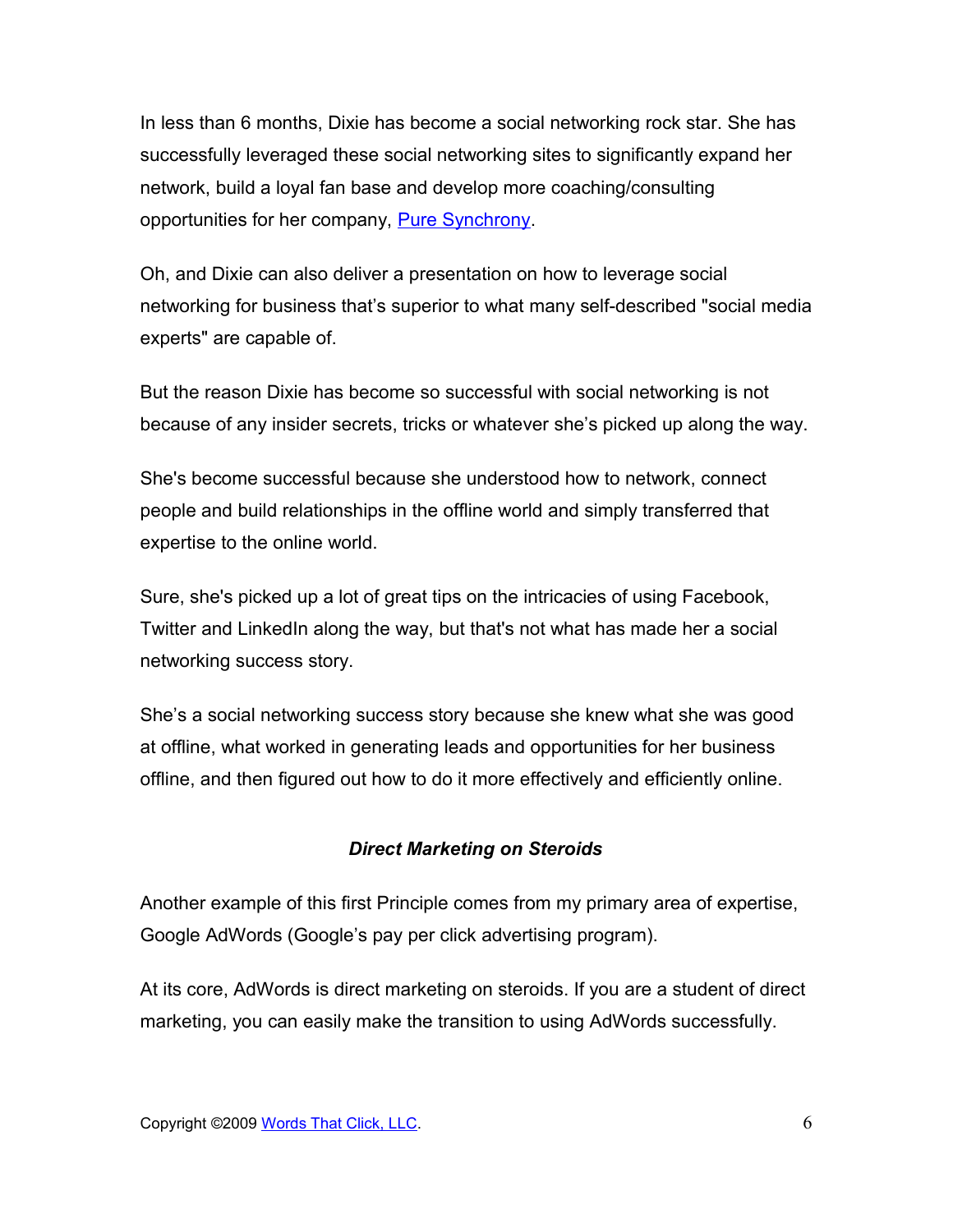In less than 6 months, Dixie has become a social networking rock star. She has successfully leveraged these social networking sites to significantly expand her network, build a loyal fan base and develop more coaching/consulting opportunities for her company, Pure Synchrony.

Oh, and Dixie can also deliver a presentation on how to leverage social networking for business that's superior to what many self-described "social media experts" are capable of.

But the reason Dixie has become so successful with social networking is not because of any insider secrets, tricks or whatever she's picked up along the way.

She's become successful because she understood how to network, connect people and build relationships in the offline world and simply transferred that expertise to the online world.

Sure, she's picked up a lot of great tips on the intricacies of using Facebook, Twitter and LinkedIn along the way, but that's not what has made her a social networking success story.

She's a social networking success story because she knew what she was good at offline, what worked in generating leads and opportunities for her business offline, and then figured out how to do it more effectively and efficiently online.

### *Direct Marketing on Steroids*

Another example of this first Principle comes from my primary area of expertise, Google AdWords (Google's pay per click advertising program).

At its core, AdWords is direct marketing on steroids. If you are a student of direct marketing, you can easily make the transition to using AdWords successfully.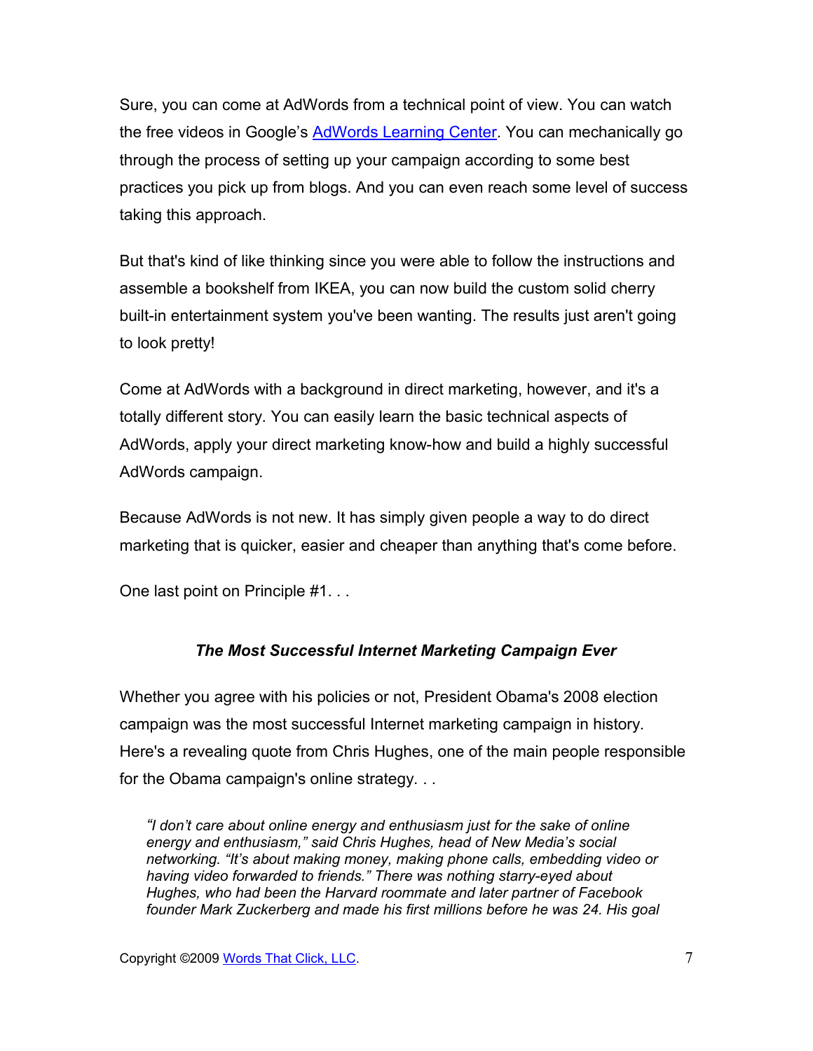Sure, you can come at AdWords from a technical point of view. You can watch the free videos in Google's AdWords Learning Center. You can mechanically go through the process of setting up your campaign according to some best practices you pick up from blogs. And you can even reach some level of success taking this approach.

But that's kind of like thinking since you were able to follow the instructions and assemble a bookshelf from IKEA, you can now build the custom solid cherry built-in entertainment system you've been wanting. The results just aren't going to look pretty!

Come at AdWords with a background in direct marketing, however, and it's a totally different story. You can easily learn the basic technical aspects of AdWords, apply your direct marketing know-how and build a highly successful AdWords campaign.

Because AdWords is not new. It has simply given people a way to do direct marketing that is quicker, easier and cheaper than anything that's come before.

One last point on Principle #1. . .

### *The Most Successful Internet Marketing Campaign Ever*

Whether you agree with his policies or not, President Obama's 2008 election campaign was the most successful Internet marketing campaign in history. Here's a revealing quote from Chris Hughes, one of the main people responsible for the Obama campaign's online strategy. . .

> *"I don't care about online energy and enthusiasm just for the sake of online energy and enthusiasm," said Chris Hughes, head of New Media's social networking. "It's about making money, making phone calls, embedding video or having video forwarded to friends." There was nothing starry-eyed about Hughes, who had been the Harvard roommate and later partner of Facebook founder Mark Zuckerberg and made his first millions before he was 24. His goal*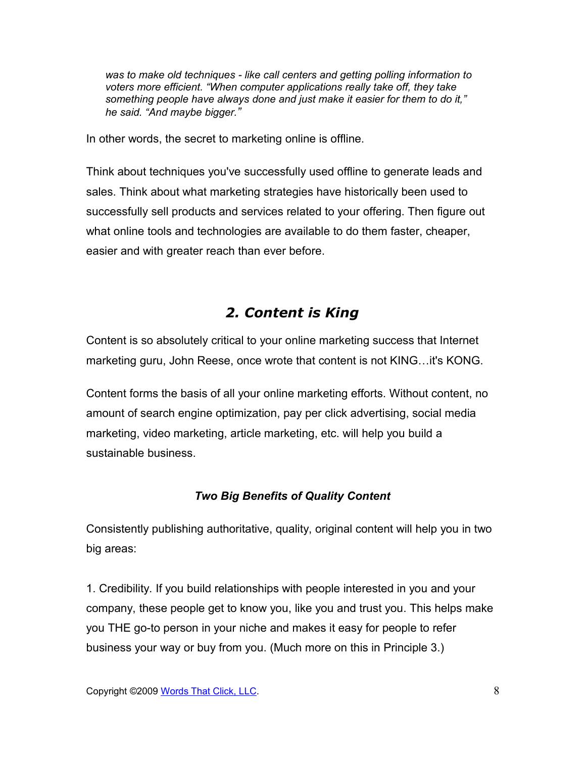*was to make old techniques - like call centers and getting polling information to voters more efficient. "When computer applications really take off, they take something people have always done and just make it easier for them to do it," he said. "And maybe bigger."*

In other words, the secret to marketing online is offline.

Think about techniques you've successfully used offline to generate leads and sales. Think about what marketing strategies have historically been used to successfully sell products and services related to your offering. Then figure out what online tools and technologies are available to do them faster, cheaper, easier and with greater reach than ever before.

## *2. Content is King*

Content is so absolutely critical to your online marketing success that Internet marketing guru, John Reese, once wrote that content is not KING…it's KONG.

Content forms the basis of all your online marketing efforts. Without content, no amount of search engine optimization, pay per click advertising, social media marketing, video marketing, article marketing, etc. will help you build a sustainable business.

### *Two Big Benefits of Quality Content*

Consistently publishing authoritative, quality, original content will help you in two big areas:

1. Credibility. If you build relationships with people interested in you and your company, these people get to know you, like you and trust you. This helps make you THE go-to person in your niche and makes it easy for people to refer business your way or buy from you. (Much more on this in Principle 3.)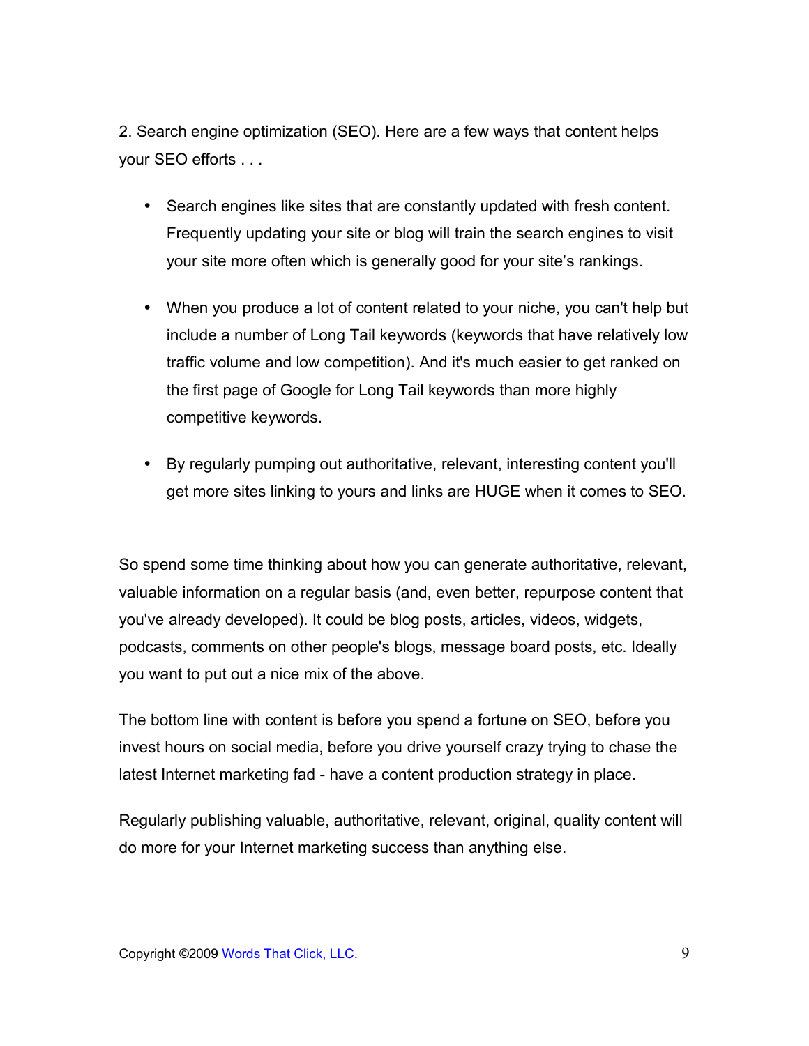2. Search engine optimization (SEO). Here are a few ways that content helps your SEO efforts . . .

- Search engines like sites that are constantly updated with fresh content. Frequently updating your site or blog will train the search engines to visit your site more often which is generally good for your site's rankings.

- When you produce a lot of content related to your niche, you can't help but include a number of Long Tail keywords (keywords that have relatively low traffic volume and low competition). And it's much easier to get ranked on the first page of Google for Long Tail keywords than more highly competitive keywords.

- By regularly pumping out authoritative, relevant, interesting content you'll get more sites linking to yours and links are HUGE when it comes to SEO.

So spend some time thinking about how you can generate authoritative, relevant, valuable information on a regular basis (and, even better, repurpose content that you've already developed). It could be blog posts, articles, videos, widgets, podcasts, comments on other people's blogs, message board posts, etc. Ideally you want to put out a nice mix of the above.

The bottom line with content is before you spend a fortune on SEO, before you invest hours on social media, before you drive yourself crazy trying to chase the latest Internet marketing fad - have a content production strategy in place.

Regularly publishing valuable, authoritative, relevant, original, quality content will do more for your Internet marketing success than anything else.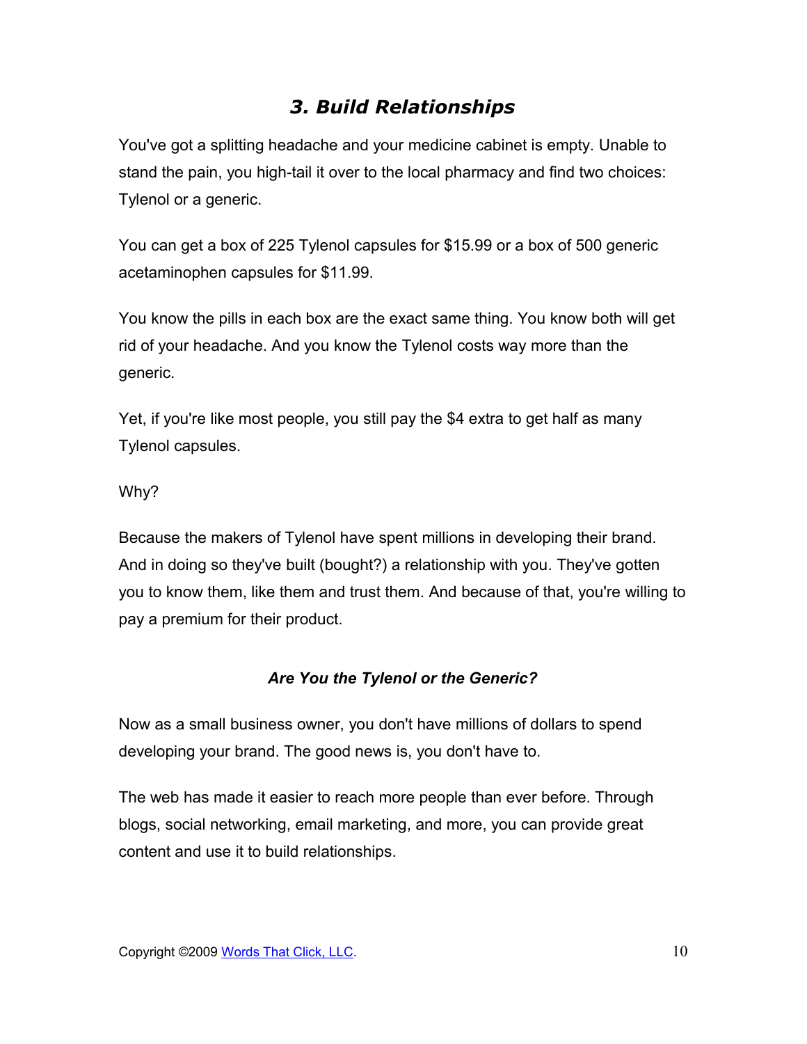## *3. Build Relationships*

You've got a splitting headache and your medicine cabinet is empty. Unable to stand the pain, you high-tail it over to the local pharmacy and find two choices: Tylenol or a generic.

You can get a box of 225 Tylenol capsules for $15.99 or a box of 500 generic acetaminophen capsules for $11.99.

You know the pills in each box are the exact same thing. You know both will get rid of your headache. And you know the Tylenol costs way more than the generic.

Yet, if you're like most people, you still pay the $4 extra to get half as many Tylenol capsules.

Why?

Because the makers of Tylenol have spent millions in developing their brand. And in doing so they've built (bought?) a relationship with you. They've gotten you to know them, like them and trust them. And because of that, you're willing to pay a premium for their product.

### *Are You the Tylenol or the Generic?*

Now as a small business owner, you don't have millions of dollars to spend developing your brand. The good news is, you don't have to.

The web has made it easier to reach more people than ever before. Through blogs, social networking, email marketing, and more, you can provide great content and use it to build relationships.

Copyright ©2009 Words That Click, LLC.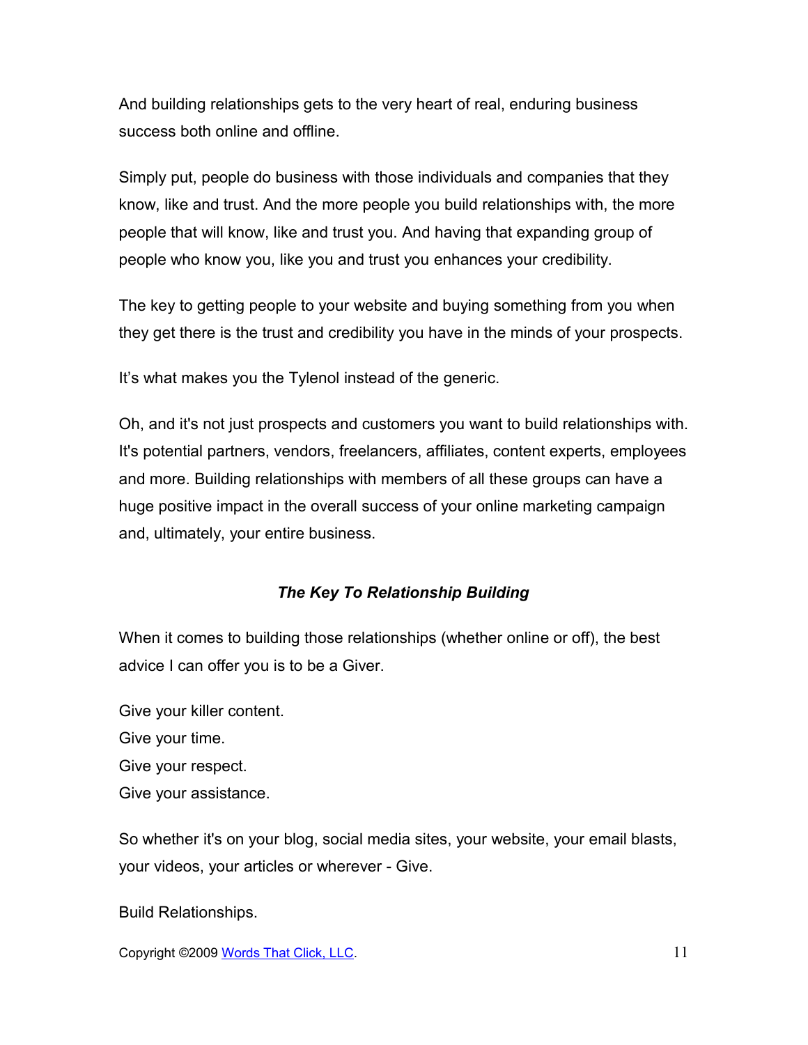And building relationships gets to the very heart of real, enduring business success both online and offline.

Simply put, people do business with those individuals and companies that they know, like and trust. And the more people you build relationships with, the more people that will know, like and trust you. And having that expanding group of people who know you, like you and trust you enhances your credibility.

The key to getting people to your website and buying something from you when they get there is the trust and credibility you have in the minds of your prospects.

It's what makes you the Tylenol instead of the generic.

Oh, and it's not just prospects and customers you want to build relationships with. It's potential partners, vendors, freelancers, affiliates, content experts, employees and more. Building relationships with members of all these groups can have a huge positive impact in the overall success of your online marketing campaign and, ultimately, your entire business.

### ***The Key To Relationship Building***

When it comes to building those relationships (whether online or off), the best advice I can offer you is to be a Giver.

Give your killer content.
Give your time.
Give your respect.
Give your assistance.

So whether it's on your blog, social media sites, your website, your email blasts, your videos, your articles or wherever - Give.

Build Relationships.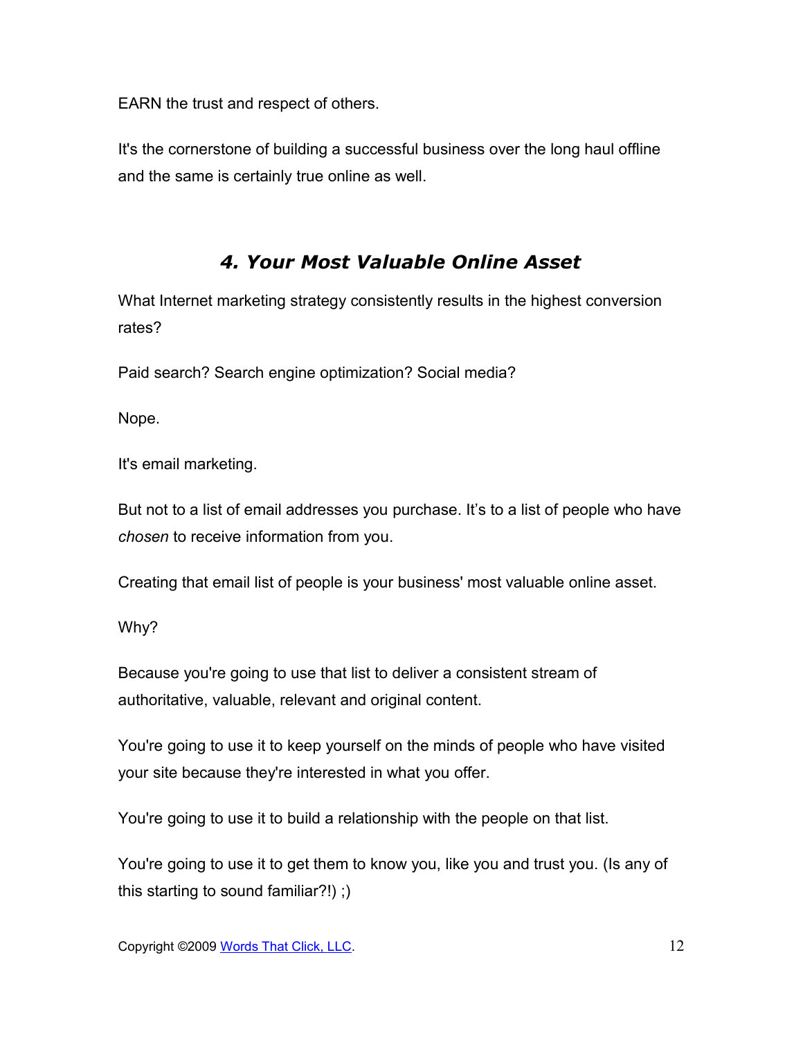EARN the trust and respect of others.

It's the cornerstone of building a successful business over the long haul offline and the same is certainly true online as well.

## *4. Your Most Valuable Online Asset*

What Internet marketing strategy consistently results in the highest conversion rates?

Paid search? Search engine optimization? Social media?

Nope.

It's email marketing.

But not to a list of email addresses you purchase. It's to a list of people who have *chosen* to receive information from you.

Creating that email list of people is your business' most valuable online asset.

Why?

Because you're going to use that list to deliver a consistent stream of authoritative, valuable, relevant and original content.

You're going to use it to keep yourself on the minds of people who have visited your site because they're interested in what you offer.

You're going to use it to build a relationship with the people on that list.

You're going to use it to get them to know you, like you and trust you. (Is any of this starting to sound familiar?!) ;)

Copyright ©2009 Words That Click, LLC.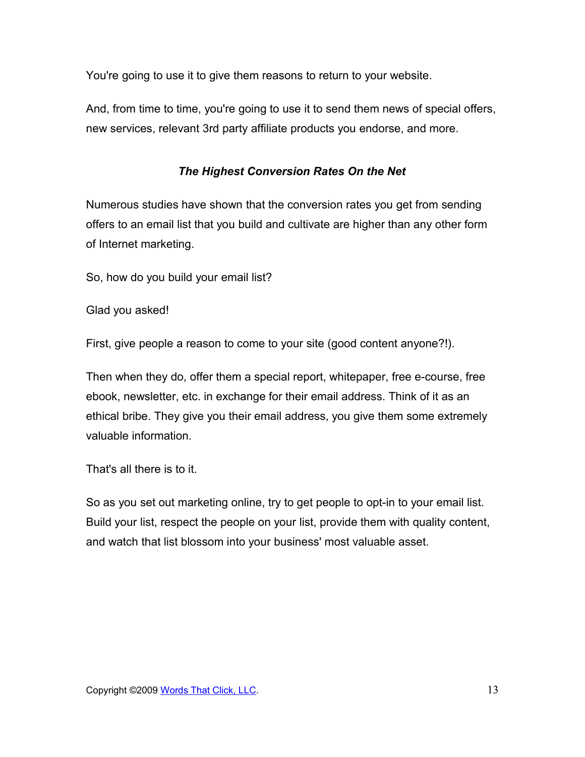You're going to use it to give them reasons to return to your website.

And, from time to time, you're going to use it to send them news of special offers, new services, relevant 3rd party affiliate products you endorse, and more.

### *The Highest Conversion Rates On the Net*

Numerous studies have shown that the conversion rates you get from sending offers to an email list that you build and cultivate are higher than any other form of Internet marketing.

So, how do you build your email list?

Glad you asked!

First, give people a reason to come to your site (good content anyone?!).

Then when they do, offer them a special report, whitepaper, free e-course, free ebook, newsletter, etc. in exchange for their email address. Think of it as an ethical bribe. They give you their email address, you give them some extremely valuable information.

That's all there is to it.

So as you set out marketing online, try to get people to opt-in to your email list. Build your list, respect the people on your list, provide them with quality content, and watch that list blossom into your business' most valuable asset.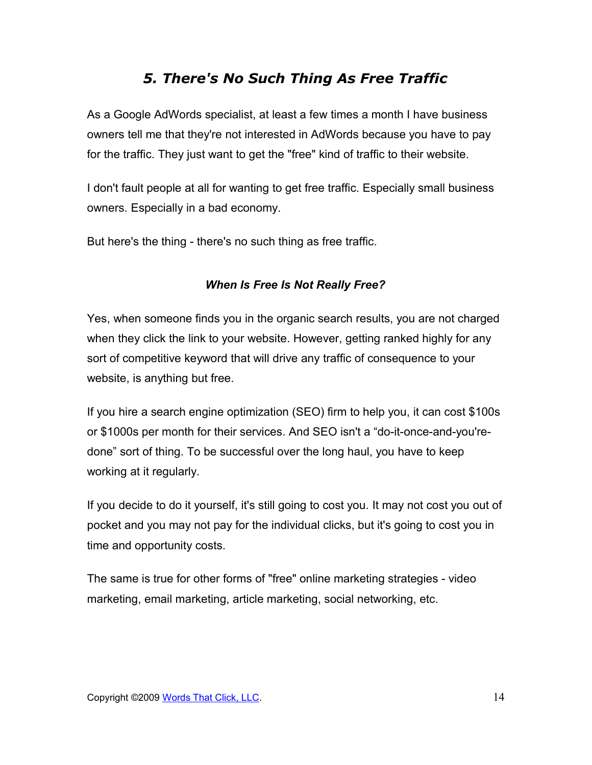## *5. There's No Such Thing As Free Traffic*

As a Google AdWords specialist, at least a few times a month I have business owners tell me that they're not interested in AdWords because you have to pay for the traffic. They just want to get the "free" kind of traffic to their website.

I don't fault people at all for wanting to get free traffic. Especially small business owners. Especially in a bad economy.

But here's the thing - there's no such thing as free traffic.

### *When Is Free Is Not Really Free?*

Yes, when someone finds you in the organic search results, you are not charged when they click the link to your website. However, getting ranked highly for any sort of competitive keyword that will drive any traffic of consequence to your website, is anything but free.

If you hire a search engine optimization (SEO) firm to help you, it can cost $100s or $1000s per month for their services. And SEO isn't a "do-it-once-and-you're-done" sort of thing. To be successful over the long haul, you have to keep working at it regularly.

If you decide to do it yourself, it's still going to cost you. It may not cost you out of pocket and you may not pay for the individual clicks, but it's going to cost you in time and opportunity costs.

The same is true for other forms of "free" online marketing strategies - video marketing, email marketing, article marketing, social networking, etc.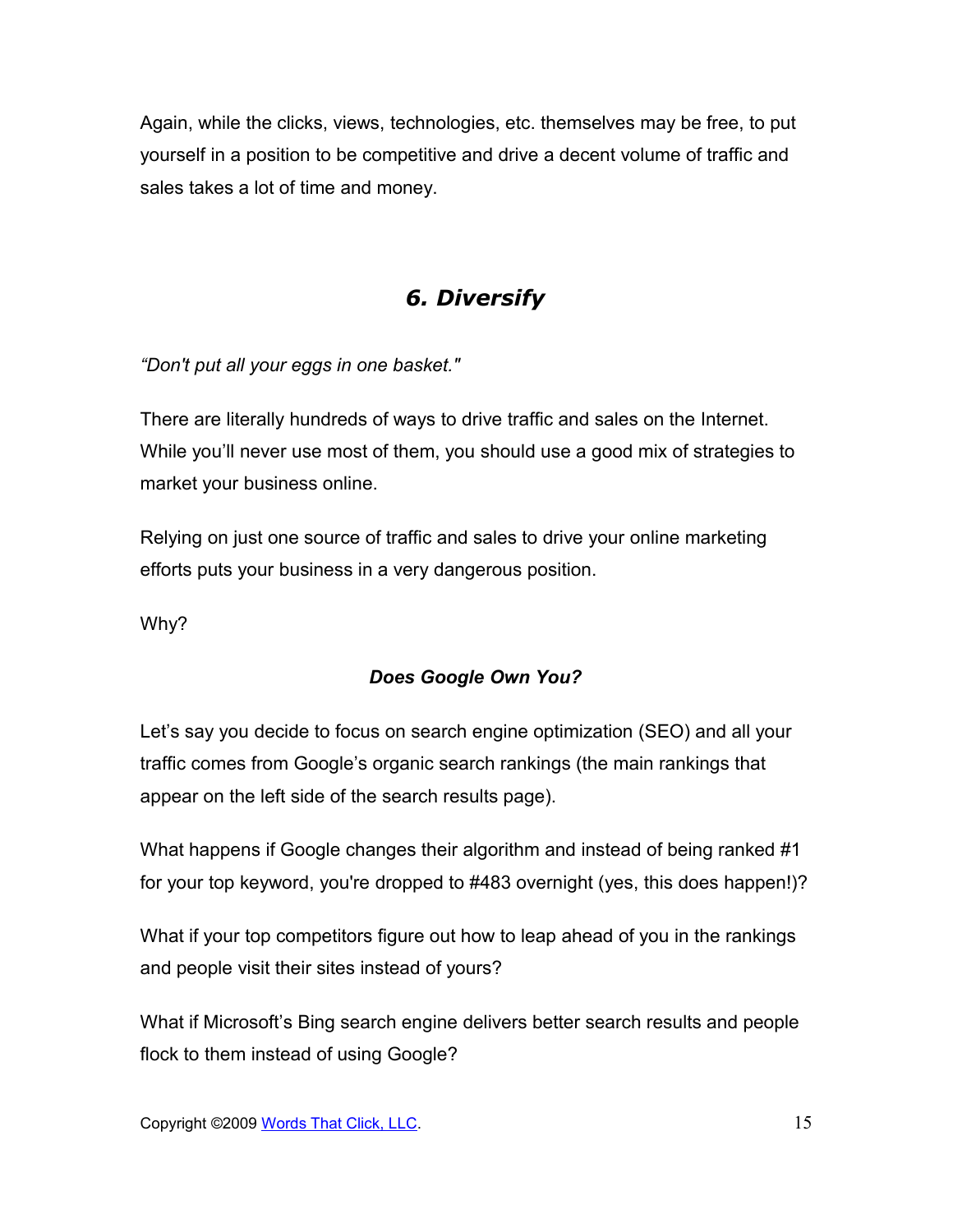Again, while the clicks, views, technologies, etc. themselves may be free, to put yourself in a position to be competitive and drive a decent volume of traffic and sales takes a lot of time and money.

## *6. Diversify*

*“Don't put all your eggs in one basket."*

There are literally hundreds of ways to drive traffic and sales on the Internet. While you’ll never use most of them, you should use a good mix of strategies to market your business online.

Relying on just one source of traffic and sales to drive your online marketing efforts puts your business in a very dangerous position.

Why?

### *Does Google Own You?*

Let’s say you decide to focus on search engine optimization (SEO) and all your traffic comes from Google’s organic search rankings (the main rankings that appear on the left side of the search results page).

What happens if Google changes their algorithm and instead of being ranked #1 for your top keyword, you're dropped to #483 overnight (yes, this does happen!)?

What if your top competitors figure out how to leap ahead of you in the rankings and people visit their sites instead of yours?

What if Microsoft’s Bing search engine delivers better search results and people flock to them instead of using Google?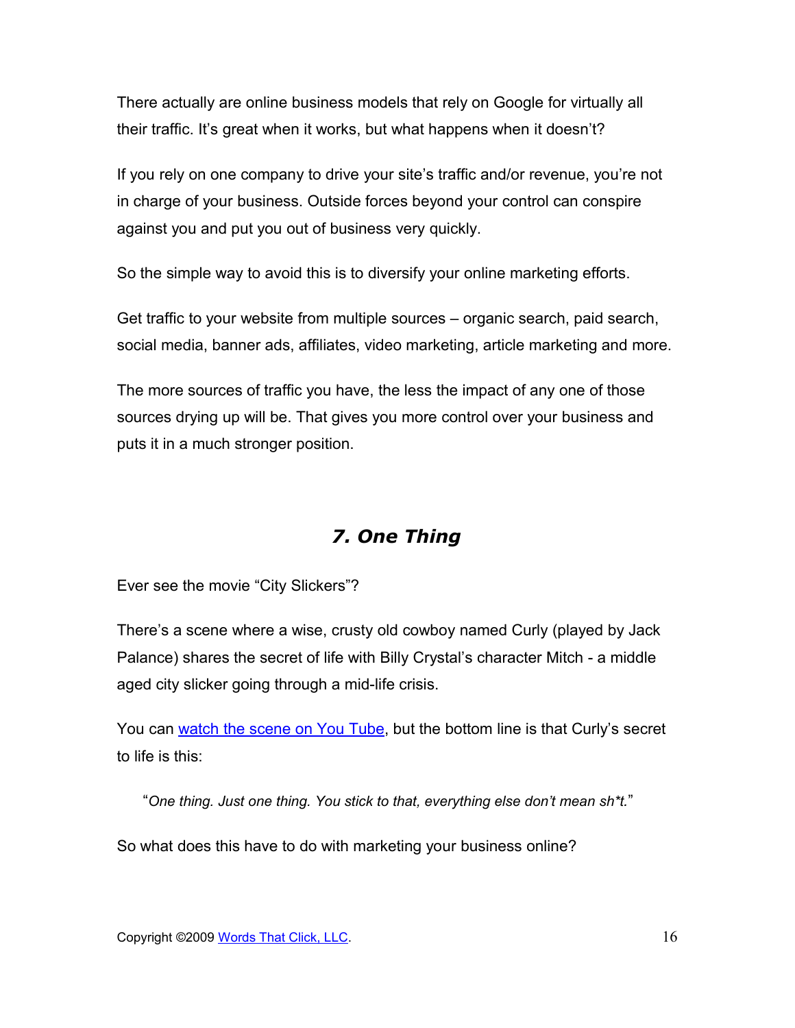There actually are online business models that rely on Google for virtually all their traffic. It's great when it works, but what happens when it doesn't?

If you rely on one company to drive your site's traffic and/or revenue, you're not in charge of your business. Outside forces beyond your control can conspire against you and put you out of business very quickly.

So the simple way to avoid this is to diversify your online marketing efforts.

Get traffic to your website from multiple sources – organic search, paid search, social media, banner ads, affiliates, video marketing, article marketing and more.

The more sources of traffic you have, the less the impact of any one of those sources drying up will be. That gives you more control over your business and puts it in a much stronger position.

## *7. One Thing*

Ever see the movie "City Slickers"?

There's a scene where a wise, crusty old cowboy named Curly (played by Jack Palance) shares the secret of life with Billy Crystal's character Mitch - a middle aged city slicker going through a mid-life crisis.

You can watch the scene on You Tube, but the bottom line is that Curly's secret to life is this:

> "*One thing. Just one thing. You stick to that, everything else don't mean sh*t.*"

So what does this have to do with marketing your business online?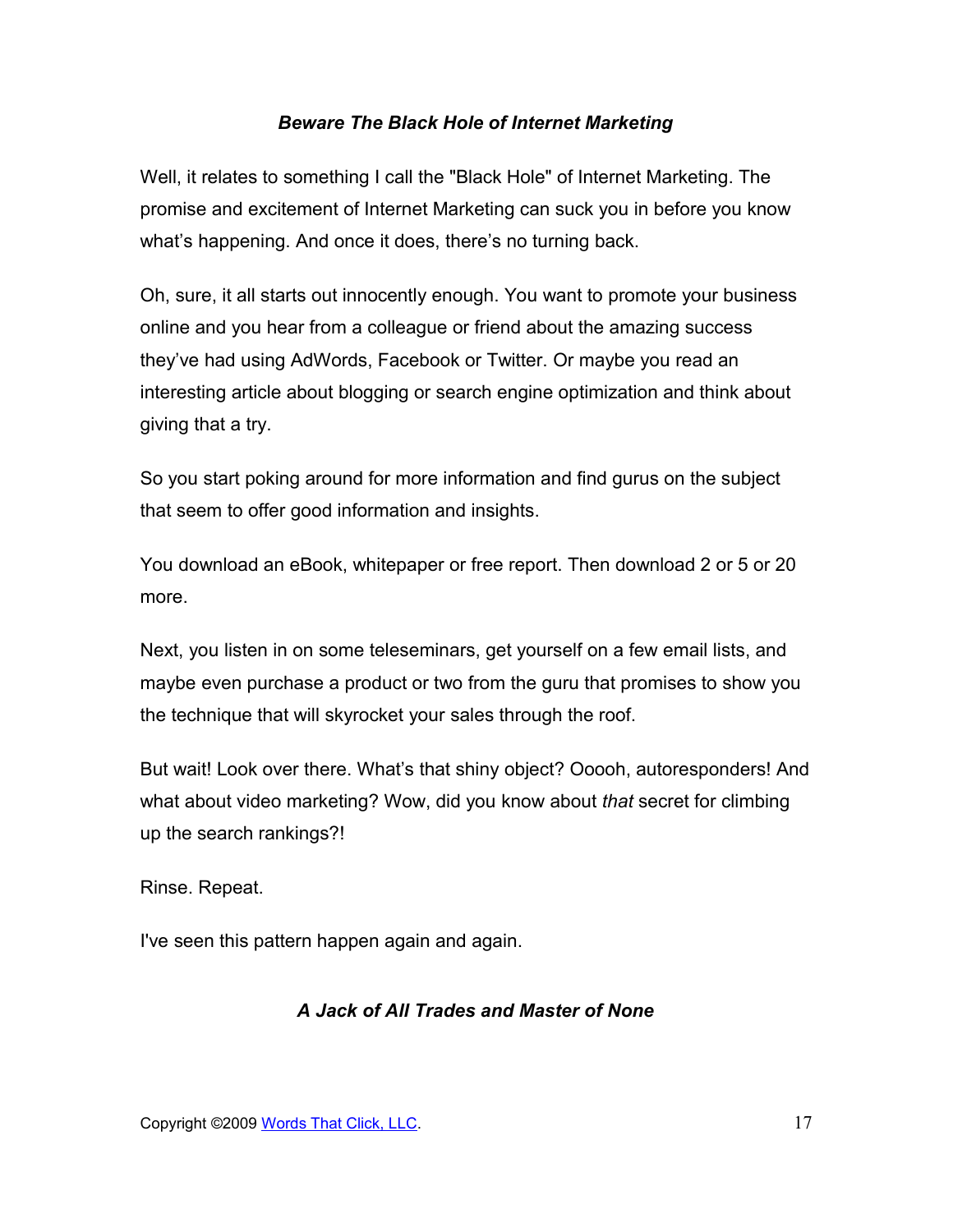### *Beware The Black Hole of Internet Marketing*

Well, it relates to something I call the "Black Hole" of Internet Marketing. The promise and excitement of Internet Marketing can suck you in before you know what's happening. And once it does, there's no turning back.

Oh, sure, it all starts out innocently enough. You want to promote your business online and you hear from a colleague or friend about the amazing success they've had using AdWords, Facebook or Twitter. Or maybe you read an interesting article about blogging or search engine optimization and think about giving that a try.

So you start poking around for more information and find gurus on the subject that seem to offer good information and insights.

You download an eBook, whitepaper or free report. Then download 2 or 5 or 20 more.

Next, you listen in on some teleseminars, get yourself on a few email lists, and maybe even purchase a product or two from the guru that promises to show you the technique that will skyrocket your sales through the roof.

But wait! Look over there. What's that shiny object? Ooooh, autoresponders! And what about video marketing? Wow, did you know about *that* secret for climbing up the search rankings?!

Rinse. Repeat.

I've seen this pattern happen again and again.

### *A Jack of All Trades and Master of None*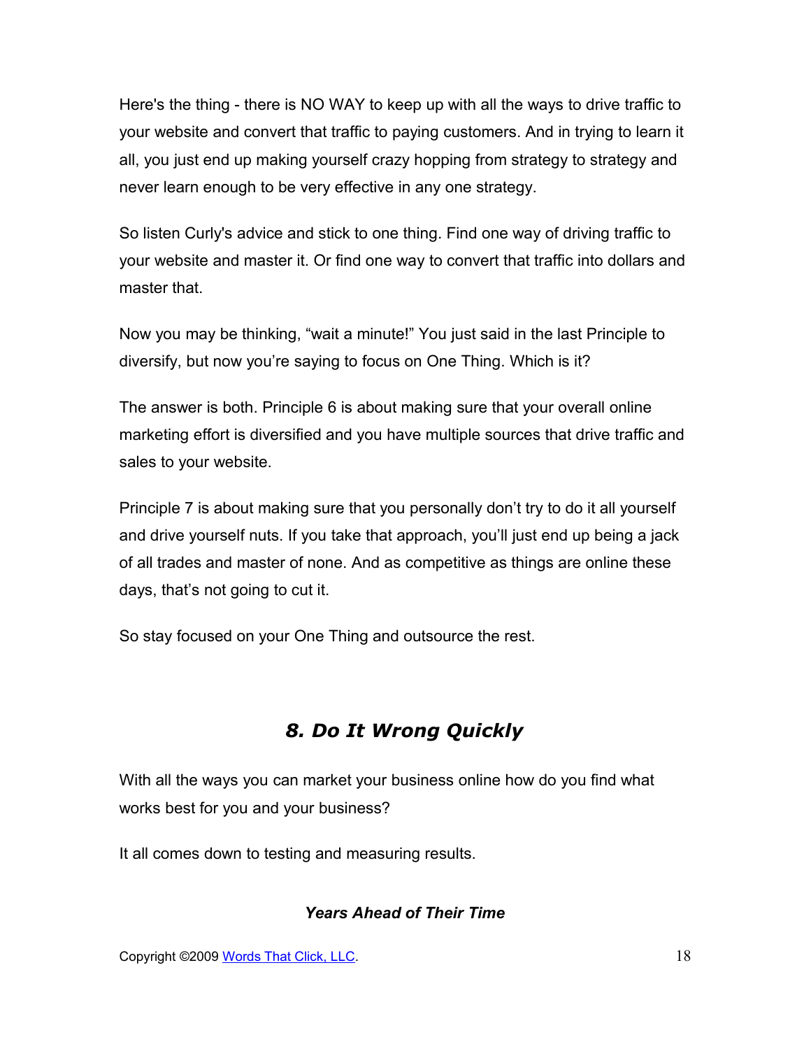Here's the thing - there is NO WAY to keep up with all the ways to drive traffic to your website and convert that traffic to paying customers. And in trying to learn it all, you just end up making yourself crazy hopping from strategy to strategy and never learn enough to be very effective in any one strategy.

So listen Curly's advice and stick to one thing. Find one way of driving traffic to your website and master it. Or find one way to convert that traffic into dollars and master that.

Now you may be thinking, "wait a minute!" You just said in the last Principle to diversify, but now you're saying to focus on One Thing. Which is it?

The answer is both. Principle 6 is about making sure that your overall online marketing effort is diversified and you have multiple sources that drive traffic and sales to your website.

Principle 7 is about making sure that you personally don't try to do it all yourself and drive yourself nuts. If you take that approach, you'll just end up being a jack of all trades and master of none. And as competitive as things are online these days, that's not going to cut it.

So stay focused on your One Thing and outsource the rest.

## *8. Do It Wrong Quickly*

With all the ways you can market your business online how do you find what works best for you and your business?

It all comes down to testing and measuring results.

### *Years Ahead of Their Time*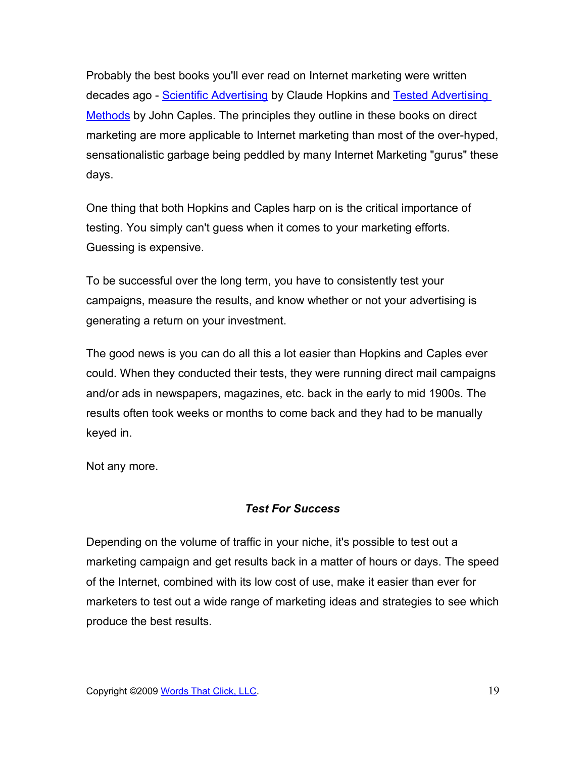Probably the best books you'll ever read on Internet marketing were written decades ago - Scientific Advertising by Claude Hopkins and Tested Advertising Methods by John Caples. The principles they outline in these books on direct marketing are more applicable to Internet marketing than most of the over-hyped, sensationalistic garbage being peddled by many Internet Marketing "gurus" these days.

One thing that both Hopkins and Caples harp on is the critical importance of testing. You simply can't guess when it comes to your marketing efforts. Guessing is expensive.

To be successful over the long term, you have to consistently test your campaigns, measure the results, and know whether or not your advertising is generating a return on your investment.

The good news is you can do all this a lot easier than Hopkins and Caples ever could. When they conducted their tests, they were running direct mail campaigns and/or ads in newspapers, magazines, etc. back in the early to mid 1900s. The results often took weeks or months to come back and they had to be manually keyed in.

Not any more.

### *Test For Success*

Depending on the volume of traffic in your niche, it's possible to test out a marketing campaign and get results back in a matter of hours or days. The speed of the Internet, combined with its low cost of use, make it easier than ever for marketers to test out a wide range of marketing ideas and strategies to see which produce the best results.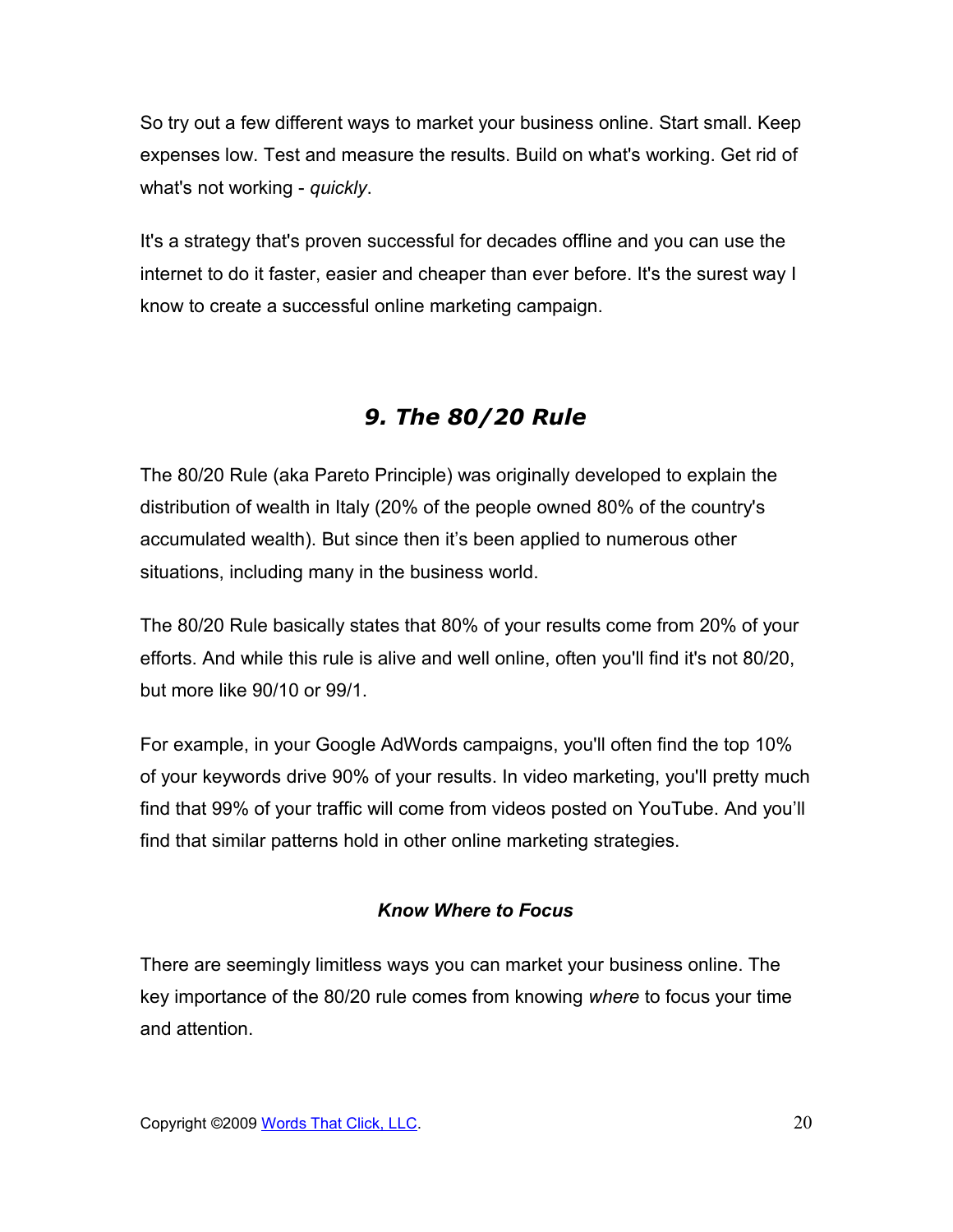So try out a few different ways to market your business online. Start small. Keep expenses low. Test and measure the results. Build on what's working. Get rid of what's not working - *quickly*.

It's a strategy that's proven successful for decades offline and you can use the internet to do it faster, easier and cheaper than ever before. It's the surest way I know to create a successful online marketing campaign.

## *9. The 80/20 Rule*

The 80/20 Rule (aka Pareto Principle) was originally developed to explain the distribution of wealth in Italy (20% of the people owned 80% of the country's accumulated wealth). But since then it's been applied to numerous other situations, including many in the business world.

The 80/20 Rule basically states that 80% of your results come from 20% of your efforts. And while this rule is alive and well online, often you'll find it's not 80/20, but more like 90/10 or 99/1.

For example, in your Google AdWords campaigns, you'll often find the top 10% of your keywords drive 90% of your results. In video marketing, you'll pretty much find that 99% of your traffic will come from videos posted on YouTube. And you'll find that similar patterns hold in other online marketing strategies.

### *Know Where to Focus*

There are seemingly limitless ways you can market your business online. The key importance of the 80/20 rule comes from knowing *where* to focus your time and attention.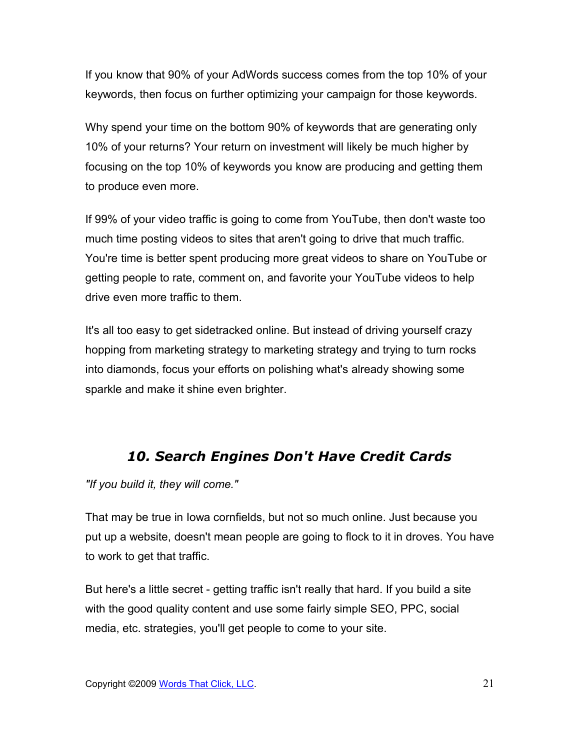If you know that 90% of your AdWords success comes from the top 10% of your keywords, then focus on further optimizing your campaign for those keywords.

Why spend your time on the bottom 90% of keywords that are generating only 10% of your returns? Your return on investment will likely be much higher by focusing on the top 10% of keywords you know are producing and getting them to produce even more.

If 99% of your video traffic is going to come from YouTube, then don't waste too much time posting videos to sites that aren't going to drive that much traffic. You're time is better spent producing more great videos to share on YouTube or getting people to rate, comment on, and favorite your YouTube videos to help drive even more traffic to them.

It's all too easy to get sidetracked online. But instead of driving yourself crazy hopping from marketing strategy to marketing strategy and trying to turn rocks into diamonds, focus your efforts on polishing what's already showing some sparkle and make it shine even brighter.

## *10. Search Engines Don't Have Credit Cards*

*"If you build it, they will come."*

That may be true in Iowa cornfields, but not so much online. Just because you put up a website, doesn't mean people are going to flock to it in droves. You have to work to get that traffic.

But here's a little secret - getting traffic isn't really that hard. If you build a site with the good quality content and use some fairly simple SEO, PPC, social media, etc. strategies, you'll get people to come to your site.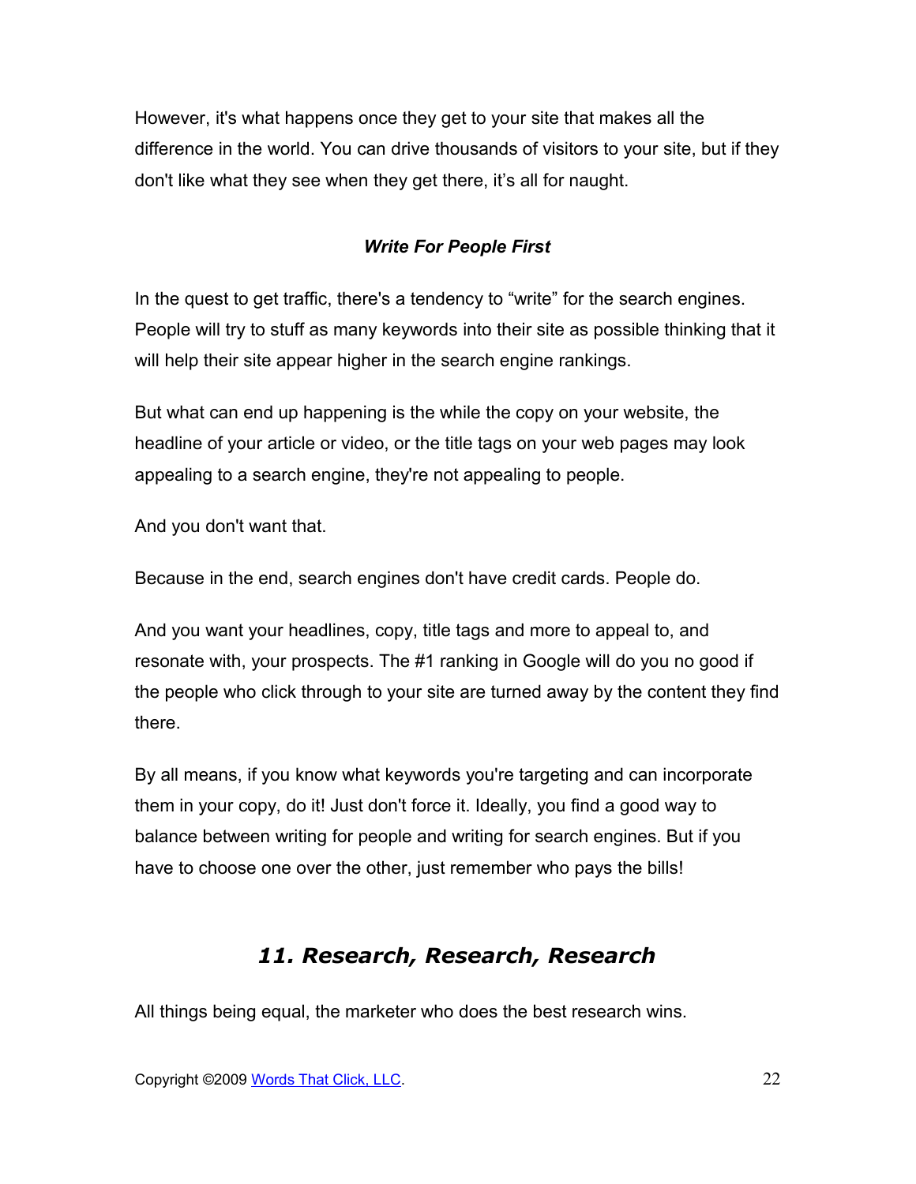However, it's what happens once they get to your site that makes all the difference in the world. You can drive thousands of visitors to your site, but if they don't like what they see when they get there, it's all for naught.

### *Write For People First*

In the quest to get traffic, there's a tendency to "write" for the search engines. People will try to stuff as many keywords into their site as possible thinking that it will help their site appear higher in the search engine rankings.

But what can end up happening is the while the copy on your website, the headline of your article or video, or the title tags on your web pages may look appealing to a search engine, they're not appealing to people.

And you don't want that.

Because in the end, search engines don't have credit cards. People do.

And you want your headlines, copy, title tags and more to appeal to, and resonate with, your prospects. The #1 ranking in Google will do you no good if the people who click through to your site are turned away by the content they find there.

By all means, if you know what keywords you're targeting and can incorporate them in your copy, do it! Just don't force it. Ideally, you find a good way to balance between writing for people and writing for search engines. But if you have to choose one over the other, just remember who pays the bills!

## *11. Research, Research, Research*

All things being equal, the marketer who does the best research wins.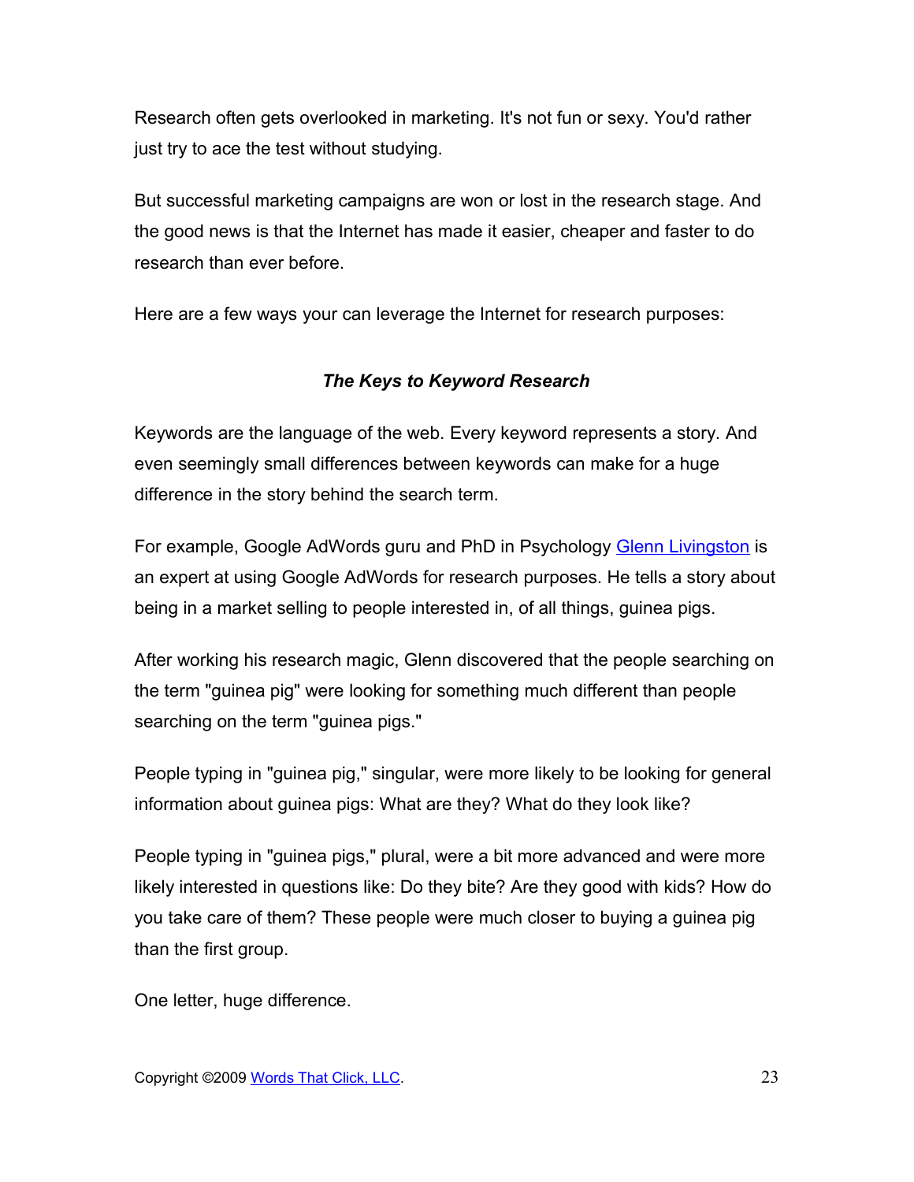Research often gets overlooked in marketing. It's not fun or sexy. You'd rather just try to ace the test without studying.

But successful marketing campaigns are won or lost in the research stage. And the good news is that the Internet has made it easier, cheaper and faster to do research than ever before.

Here are a few ways your can leverage the Internet for research purposes:

### *The Keys to Keyword Research*

Keywords are the language of the web. Every keyword represents a story. And even seemingly small differences between keywords can make for a huge difference in the story behind the search term.

For example, Google AdWords guru and PhD in Psychology Glenn Livingston is an expert at using Google AdWords for research purposes. He tells a story about being in a market selling to people interested in, of all things, guinea pigs.

After working his research magic, Glenn discovered that the people searching on the term "guinea pig" were looking for something much different than people searching on the term "guinea pigs."

People typing in "guinea pig," singular, were more likely to be looking for general information about guinea pigs: What are they? What do they look like?

People typing in "guinea pigs," plural, were a bit more advanced and were more likely interested in questions like: Do they bite? Are they good with kids? How do you take care of them? These people were much closer to buying a guinea pig than the first group.

One letter, huge difference.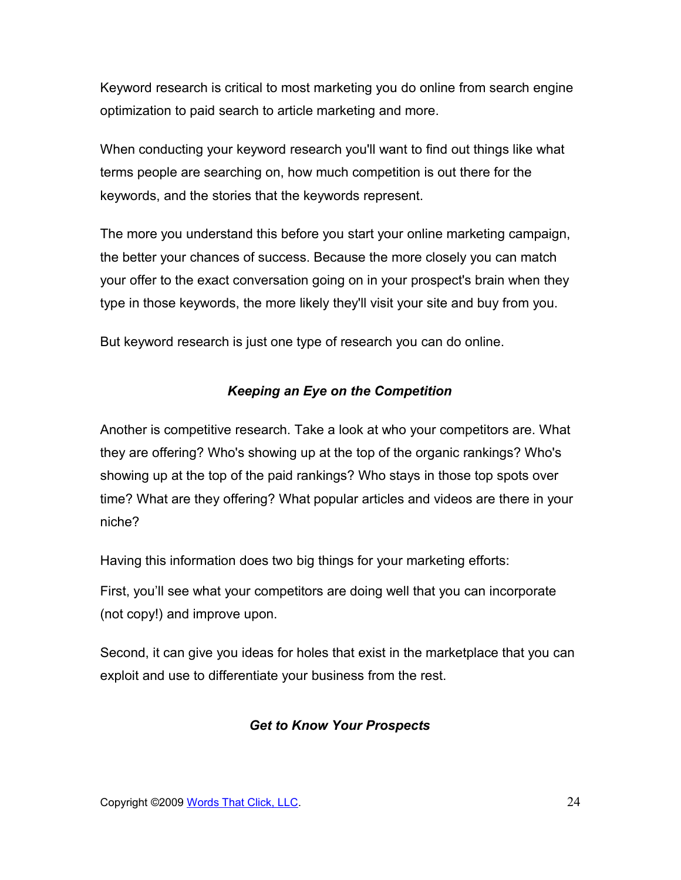Keyword research is critical to most marketing you do online from search engine optimization to paid search to article marketing and more.

When conducting your keyword research you'll want to find out things like what terms people are searching on, how much competition is out there for the keywords, and the stories that the keywords represent.

The more you understand this before you start your online marketing campaign, the better your chances of success. Because the more closely you can match your offer to the exact conversation going on in your prospect's brain when they type in those keywords, the more likely they'll visit your site and buy from you.

But keyword research is just one type of research you can do online.

### ***Keeping an Eye on the Competition***

Another is competitive research. Take a look at who your competitors are. What they are offering? Who's showing up at the top of the organic rankings? Who's showing up at the top of the paid rankings? Who stays in those top spots over time? What are they offering? What popular articles and videos are there in your niche?

Having this information does two big things for your marketing efforts:

First, you'll see what your competitors are doing well that you can incorporate (not copy!) and improve upon.

Second, it can give you ideas for holes that exist in the marketplace that you can exploit and use to differentiate your business from the rest.

### ***Get to Know Your Prospects***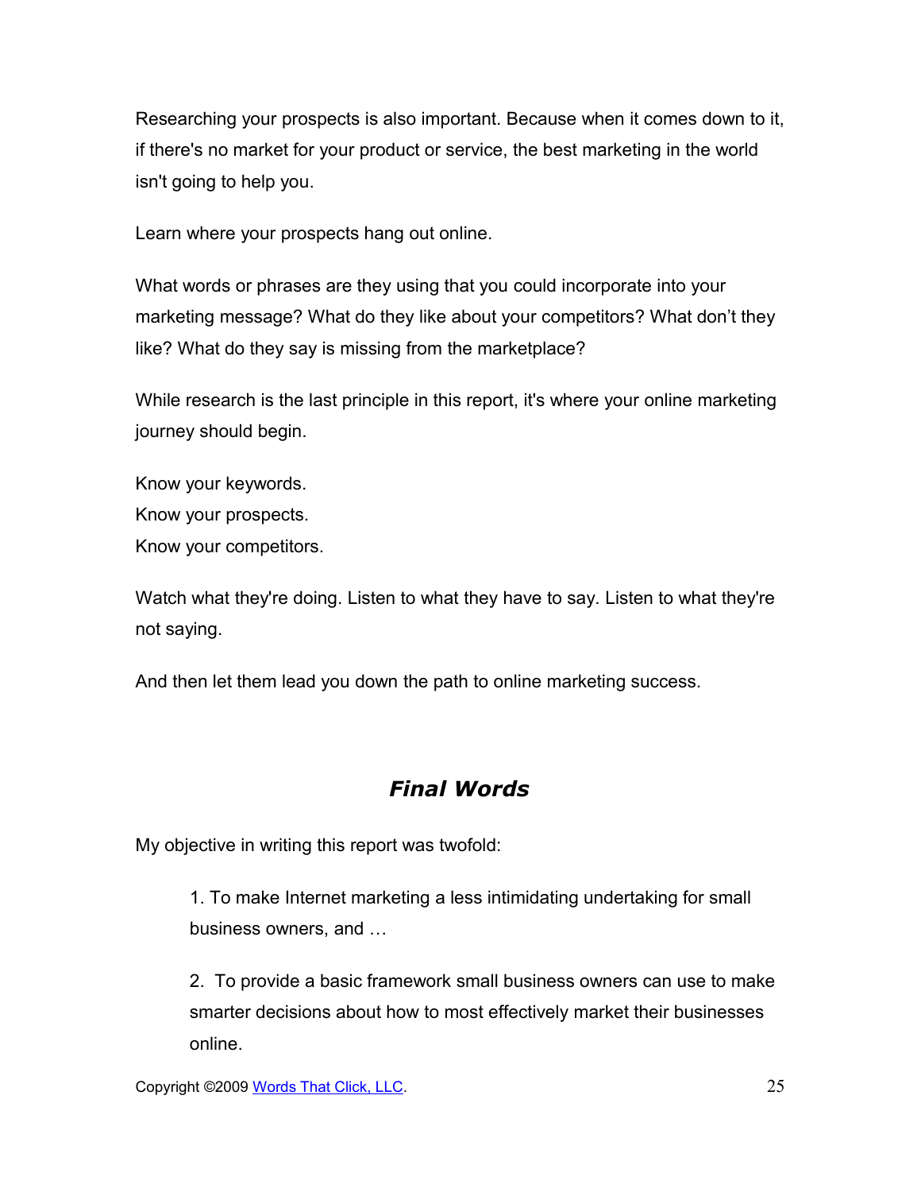Researching your prospects is also important. Because when it comes down to it, if there's no market for your product or service, the best marketing in the world isn't going to help you.

Learn where your prospects hang out online.

What words or phrases are they using that you could incorporate into your marketing message? What do they like about your competitors? What don't they like? What do they say is missing from the marketplace?

While research is the last principle in this report, it's where your online marketing journey should begin.

Know your keywords.
Know your prospects.
Know your competitors.

Watch what they're doing. Listen to what they have to say. Listen to what they're not saying.

And then let them lead you down the path to online marketing success.

## *Final Words*

My objective in writing this report was twofold:

> 1. To make Internet marketing a less intimidating undertaking for small business owners, and …
>
> 2. To provide a basic framework small business owners can use to make smarter decisions about how to most effectively market their businesses online.

Copyright ©2009 [Words That Click, LLC](#).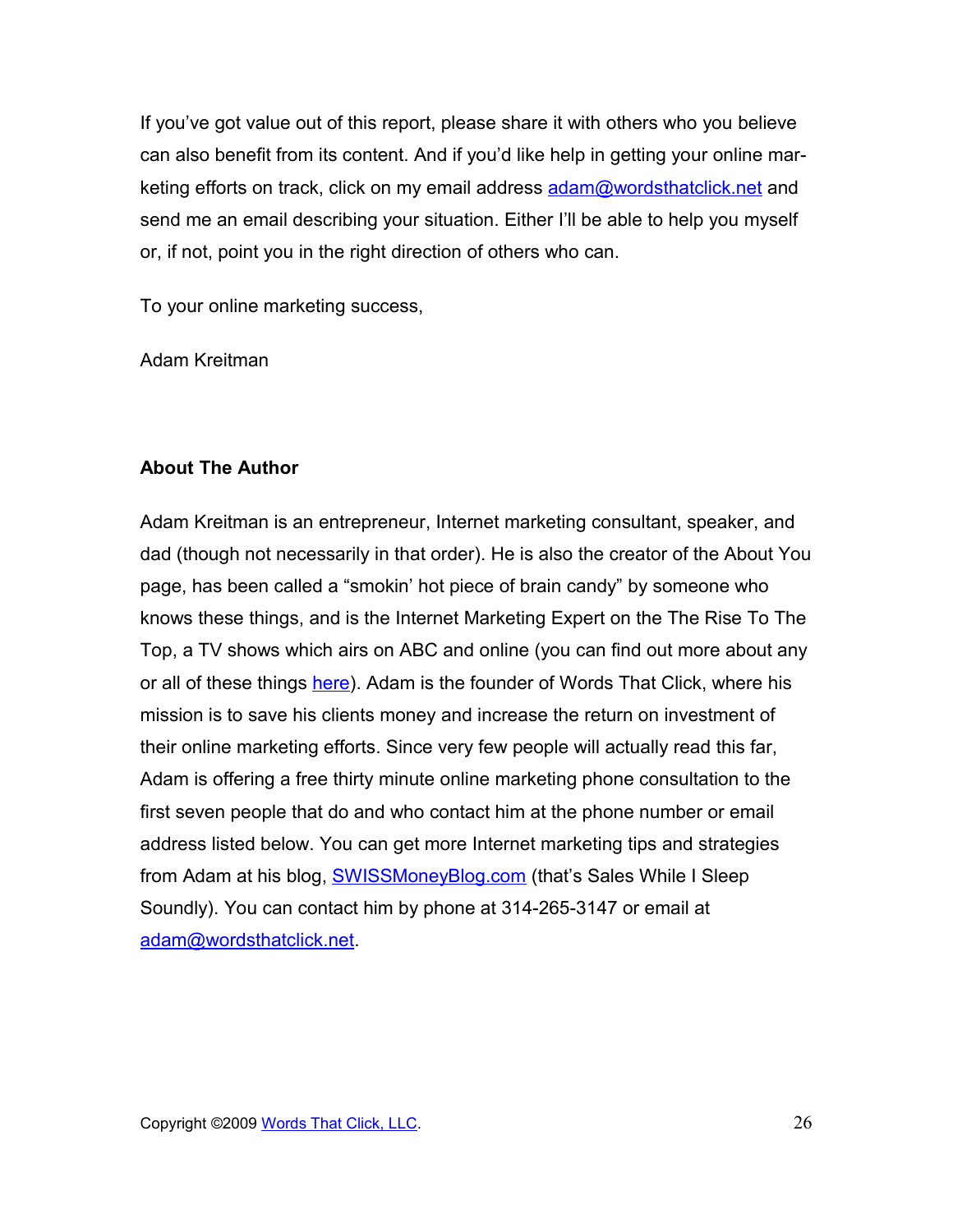If you've got value out of this report, please share it with others who you believe can also benefit from its content. And if you'd like help in getting your online marketing efforts on track, click on my email address adam@wordsthatclick.net and send me an email describing your situation. Either I'll be able to help you myself or, if not, point you in the right direction of others who can.

To your online marketing success,

Adam Kreitman

**About The Author**

Adam Kreitman is an entrepreneur, Internet marketing consultant, speaker, and dad (though not necessarily in that order). He is also the creator of the About You page, has been called a "smokin' hot piece of brain candy" by someone who knows these things, and is the Internet Marketing Expert on the The Rise To The Top, a TV shows which airs on ABC and online (you can find out more about any or all of these things here). Adam is the founder of Words That Click, where his mission is to save his clients money and increase the return on investment of their online marketing efforts. Since very few people will actually read this far, Adam is offering a free thirty minute online marketing phone consultation to the first seven people that do and who contact him at the phone number or email address listed below. You can get more Internet marketing tips and strategies from Adam at his blog, SWISSMoneyBlog.com (that's Sales While I Sleep Soundly). You can contact him by phone at 314-265-3147 or email at adam@wordsthatclick.net.

Copyright ©2009 Words That Click, LLC.